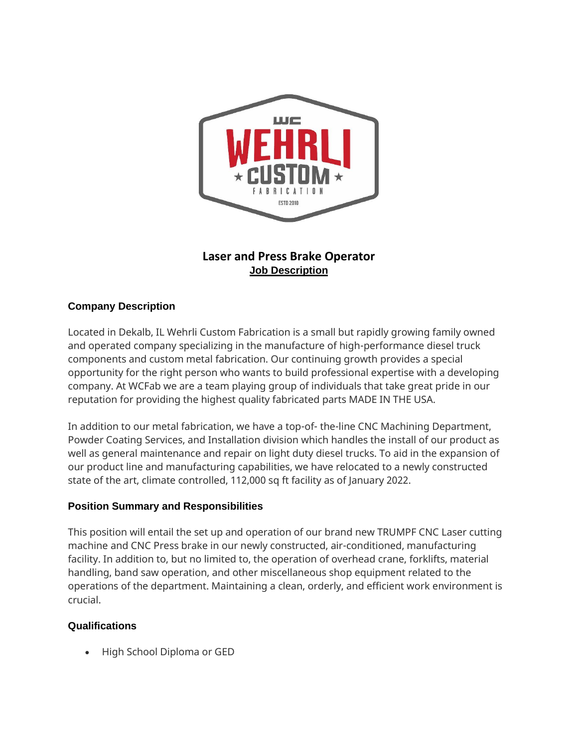# Laser and Press Brake Operator

**Job Description**

### Company Description

Located in Dekalb, IL Wehrli Custom Fabrication is a small but rapidly growing family owned and operated company specializing in the manufacture of high-performance diesel truck components and custom metal fabrication. Our continuing growth provides a special opportunity for the right person who wants to build professional expertise with a developing company. At WCFab we are a team playing group of individuals that take great pride in our reputation for providing the highest quality fabricated parts MADE IN THE USA.

In addition to our metal fabrication, we have a top-of- the-line CNC Machining Department, Powder Coating Services, and Installation division which handles the install of our product as well as general maintenance and repair on light duty diesel trucks. To aid in the expansion of our product line and manufacturing capabilities, we have relocated to a newly constructed state of the art, climate controlled, 112,000 sq ft facility as of January 2022.

### Position Summary and Responsibilities

This position will entail the set up and operation of our brand new TRUMPF CNC Laser cutting machine and CNC Press brake in our newly constructed, air-conditioned, manufacturing facility. In addition to, but no limited to, the operation of overhead crane, forklifts, material handling, band saw operation, and other miscellaneous shop equipment related to the operations of the department. Maintaining a clean, orderly, and efficient work environment is crucial.

### Qualifications

- High School Diploma or GED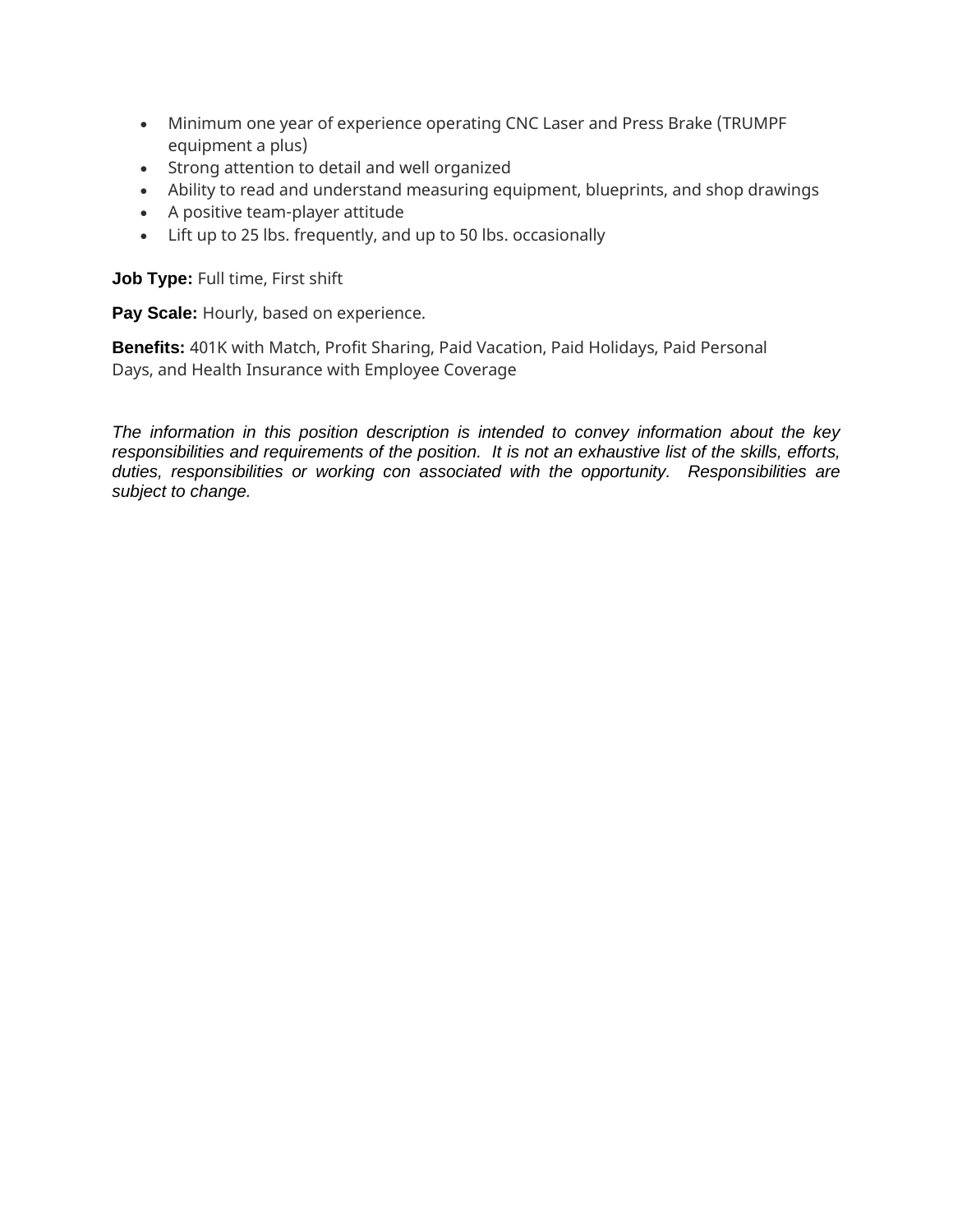- Minimum one year of experience operating CNC Laser and Press Brake (TRUMPF equipment a plus)
- Strong attention to detail and well organized
- Ability to read and understand measuring equipment, blueprints, and shop drawings
- A positive team-player attitude
- Lift up to 25 lbs. frequently, and up to 50 lbs. occasionally

**Job Type:** Full time, First shift

**Pay Scale:** Hourly, based on experience.

**Benefits:** 401K with Match, Profit Sharing, Paid Vacation, Paid Holidays, Paid Personal Days, and Health Insurance with Employee Coverage

*The information in this position description is intended to convey information about the key responsibilities and requirements of the position. It is not an exhaustive list of the skills, efforts, duties, responsibilities or working con associated with the opportunity. Responsibilities are subject to change.*